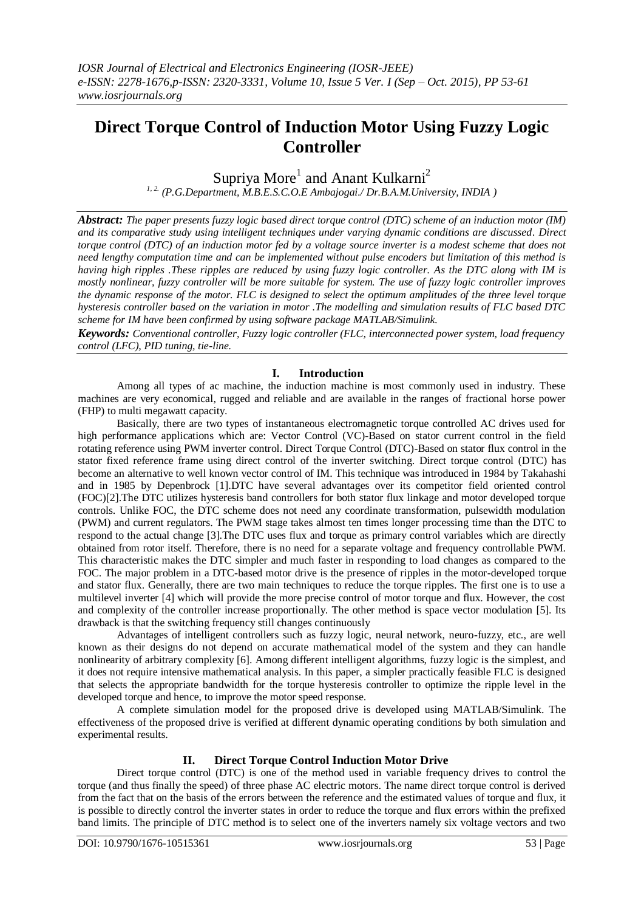# Direct Torque Control of Induction Motor Using Fuzzy Logic Controller

Supriya More[1] and Anant Kulkarni[2]

[1, 2.] *(P.G.Department, M.B.E.S.C.O.E Ambajogai./ Dr.B.A.M.University, INDIA )*

***Abstract:*** *The paper presents fuzzy logic based direct torque control (DTC) scheme of an induction motor (IM) and its comparative study using intelligent techniques under varying dynamic conditions are discussed. Direct torque control (DTC) of an induction motor fed by a voltage source inverter is a modest scheme that does not need lengthy computation time and can be implemented without pulse encoders but limitation of this method is having high ripples .These ripples are reduced by using fuzzy logic controller. As the DTC along with IM is mostly nonlinear, fuzzy controller will be more suitable for system. The use of fuzzy logic controller improves the dynamic response of the motor. FLC is designed to select the optimum amplitudes of the three level torque hysteresis controller based on the variation in motor .The modelling and simulation results of FLC based DTC scheme for IM have been confirmed by using software package MATLAB/Simulink.*

***Keywords:*** *Conventional controller, Fuzzy logic controller (FLC, interconnected power system, load frequency control (LFC), PID tuning, tie-line.*

## I. Introduction

Among all types of ac machine, the induction machine is most commonly used in industry. These machines are very economical, rugged and reliable and are available in the ranges of fractional horse power (FHP) to multi megawatt capacity.

Basically, there are two types of instantaneous electromagnetic torque controlled AC drives used for high performance applications which are: Vector Control (VC)-Based on stator current control in the field rotating reference using PWM inverter control. Direct Torque Control (DTC)-Based on stator flux control in the stator fixed reference frame using direct control of the inverter switching. Direct torque control (DTC) has become an alternative to well known vector control of IM. This technique was introduced in 1984 by Takahashi and in 1985 by Depenbrock [1].DTC have several advantages over its competitor field oriented control (FOC)[2].The DTC utilizes hysteresis band controllers for both stator flux linkage and motor developed torque controls. Unlike FOC, the DTC scheme does not need any coordinate transformation, pulsewidth modulation (PWM) and current regulators. The PWM stage takes almost ten times longer processing time than the DTC to respond to the actual change [3].The DTC uses flux and torque as primary control variables which are directly obtained from rotor itself. Therefore, there is no need for a separate voltage and frequency controllable PWM. This characteristic makes the DTC simpler and much faster in responding to load changes as compared to the FOC. The major problem in a DTC-based motor drive is the presence of ripples in the motor-developed torque and stator flux. Generally, there are two main techniques to reduce the torque ripples. The first one is to use a multilevel inverter [4] which will provide the more precise control of motor torque and flux. However, the cost and complexity of the controller increase proportionally. The other method is space vector modulation [5]. Its drawback is that the switching frequency still changes continuously

Advantages of intelligent controllers such as fuzzy logic, neural network, neuro-fuzzy, etc., are well known as their designs do not depend on accurate mathematical model of the system and they can handle nonlinearity of arbitrary complexity [6]. Among different intelligent algorithms, fuzzy logic is the simplest, and it does not require intensive mathematical analysis. In this paper, a simpler practically feasible FLC is designed that selects the appropriate bandwidth for the torque hysteresis controller to optimize the ripple level in the developed torque and hence, to improve the motor speed response.

A complete simulation model for the proposed drive is developed using MATLAB/Simulink. The effectiveness of the proposed drive is verified at different dynamic operating conditions by both simulation and experimental results.

## II. Direct Torque Control Induction Motor Drive

Direct torque control (DTC) is one of the method used in variable frequency drives to control the torque (and thus finally the speed) of three phase AC electric motors. The name direct torque control is derived from the fact that on the basis of the errors between the reference and the estimated values of torque and flux, it is possible to directly control the inverter states in order to reduce the torque and flux errors within the prefixed band limits. The principle of DTC method is to select one of the inverters namely six voltage vectors and two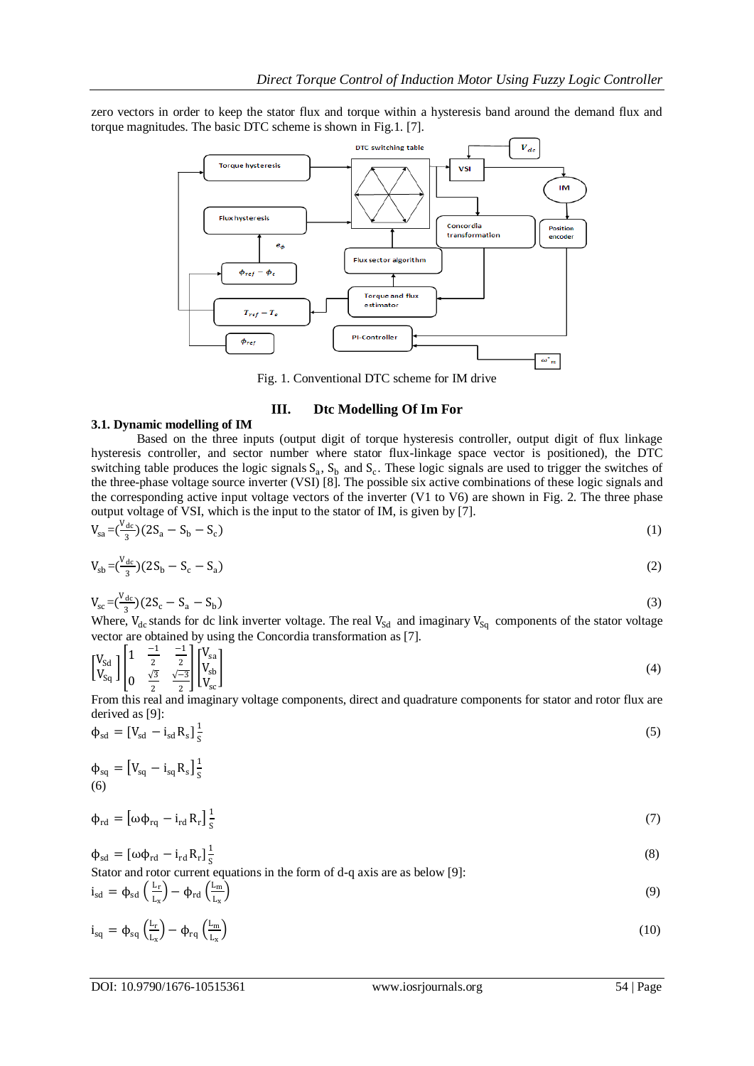zero vectors in order to keep the stator flux and torque within a hysteresis band around the demand flux and torque magnitudes. The basic DTC scheme is shown in Fig.1. [7].

Fig. 1. Conventional DTC scheme for IM drive

## III. Dtc Modelling Of Im For

### 3.1. Dynamic modelling of IM

Based on the three inputs (output digit of torque hysteresis controller, output digit of flux linkage hysteresis controller, and sector number where stator flux-linkage space vector is positioned), the DTC switching table produces the logic signals $S_a$, $S_b$ and $S_c$. These logic signals are used to trigger the switches of the three-phase voltage source inverter (VSI) [8]. The possible six active combinations of these logic signals and the corresponding active input voltage vectors of the inverter (V1 to V6) are shown in Fig. 2. The three phase output voltage of VSI, which is the input to the stator of IM, is given by [7].

$$V_{sa} = \left(\frac{V_{dc}}{3}\right)(2S_a - S_b - S_c) \tag{1}$$

$$V_{sb} = \left(\frac{V_{dc}}{3}\right)(2S_b - S_c - S_a) \tag{2}$$

$$V_{sc} = \left(\frac{V_{dc}}{3}\right)(2S_c - S_a - S_b) \tag{3}$$

Where, $V_{dc}$ stands for dc link inverter voltage. The real $V_{Sd}$ and imaginary $V_{Sq}$ components of the stator voltage vector are obtained by using the Concordia transformation as [7].

$$\begin{bmatrix} V_{Sd} \\ V_{Sq} \end{bmatrix} \begin{bmatrix} 1 & \frac{-1}{2} & \frac{-1}{2} \\ 0 & \frac{\sqrt{3}}{2} & \frac{\sqrt{-3}}{2} \end{bmatrix} \begin{bmatrix} V_{sa} \\ V_{sb} \\ V_{sc} \end{bmatrix} \tag{4}$$

From this real and imaginary voltage components, direct and quadrature components for stator and rotor flux are derived as [9]:

$$\phi_{sd} = [V_{sd} - i_{sd} R_s]\frac{1}{S} \tag{5}$$

$$\phi_{sq} = [V_{sq} - i_{sq} R_s]\frac{1}{S} \tag{6}$$

$$\phi_{rd} = [\omega\phi_{rq} - i_{rd} R_r]\frac{1}{S} \tag{7}$$

$$\phi_{sd} = [\omega\phi_{rd} - i_{rd} R_r]\frac{1}{S} \tag{8}$$

Stator and rotor current equations in the form of d-q axis are as below [9]:

$$i_{sd} = \phi_{sd}\left(\frac{L_r}{L_x}\right) - \phi_{rd}\left(\frac{L_m}{L_x}\right) \tag{9}$$

$$i_{sq} = \phi_{sq}\left(\frac{L_r}{L_x}\right) - \phi_{rq}\left(\frac{L_m}{L_x}\right) \tag{10}$$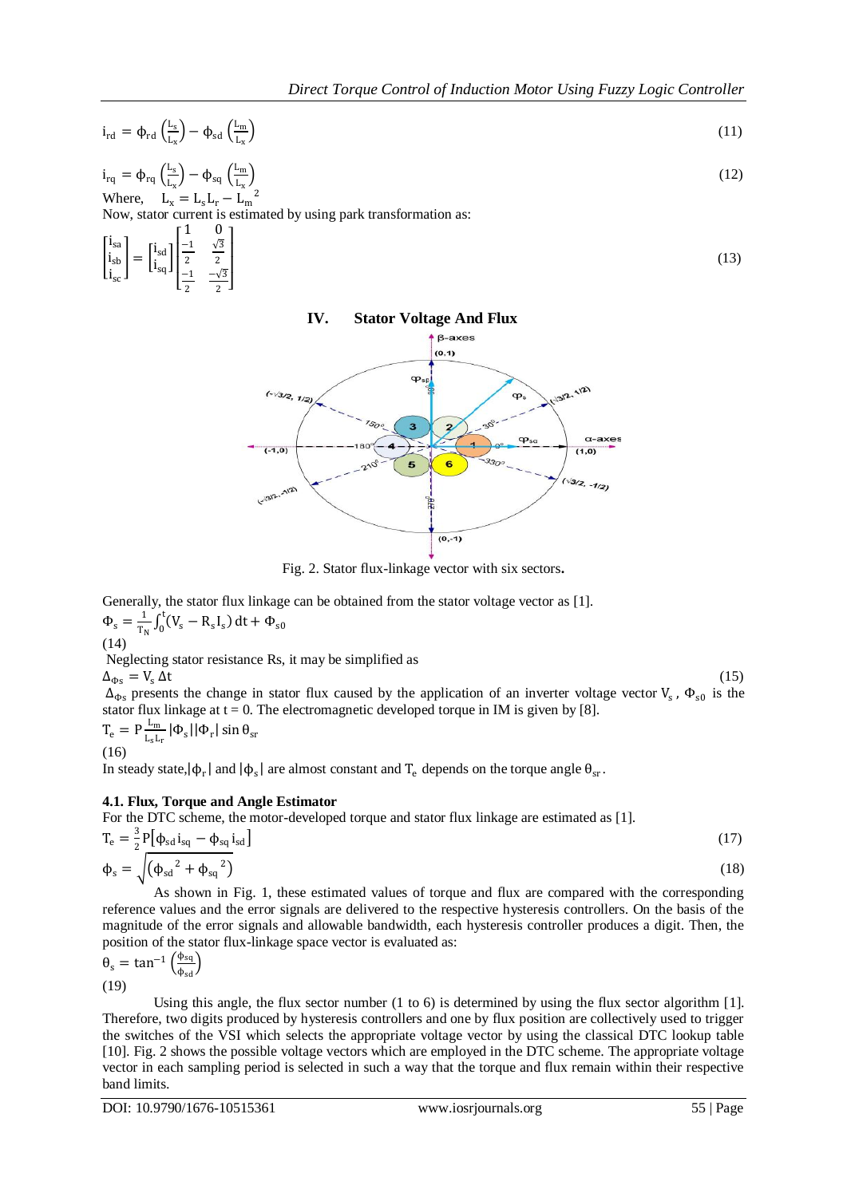$$i_{rd} = \phi_{rd}\left(\frac{L_s}{L_x}\right) - \phi_{sd}\left(\frac{L_m}{L_x}\right) \quad (11)$$

$$i_{rq} = \phi_{rq}\left(\frac{L_s}{L_x}\right) - \phi_{sq}\left(\frac{L_m}{L_x}\right) \quad (12)$$

Where, $L_x = L_s L_r - L_m{}^2$

Now, stator current is estimated by using park transformation as:

$$\begin{bmatrix} i_{sa} \\ i_{sb} \\ i_{sc} \end{bmatrix} = \begin{bmatrix} i_{sd} \\ i_{sq} \end{bmatrix} \begin{bmatrix} 1 & 0 \\ \frac{-1}{2} & \frac{\sqrt{3}}{2} \\ \frac{-1}{2} & \frac{-\sqrt{3}}{2} \end{bmatrix} \quad (13)$$

## IV. Stator Voltage And Flux

Fig. 2. Stator flux-linkage vector with six sectors.

Generally, the stator flux linkage can be obtained from the stator voltage vector as [1].

$$\Phi_s = \frac{1}{T_N}\int_0^t (V_s - R_s I_s)\, dt + \Phi_{s0}$$

(14)

Neglecting stator resistance Rs, it may be simplified as

$$\Delta_{\Phi s} = V_s\, \Delta t \quad (15)$$

$\Delta_{\Phi s}$ presents the change in stator flux caused by the application of an inverter voltage vector $V_s$ , $\Phi_{s0}$ is the stator flux linkage at t = 0. The electromagnetic developed torque in IM is given by [8].

$$T_e = P\frac{L_m}{L_s L_r}|\Phi_s||\Phi_r| \sin\theta_{sr}$$

(16)

In steady state, $|\phi_r|$ and $|\phi_s|$ are almost constant and $T_e$ depends on the torque angle $\theta_{sr}$.

### 4.1. Flux, Torque and Angle Estimator

For the DTC scheme, the motor-developed torque and stator flux linkage are estimated as [1].

$$T_e = \frac{3}{2}P\left[\phi_{sd}\, i_{sq} - \phi_{sq}\, i_{sd}\right] \quad (17)$$

$$\phi_s = \sqrt{\left(\phi_{sd}{}^2 + \phi_{sq}{}^2\right)} \quad (18)$$

As shown in Fig. 1, these estimated values of torque and flux are compared with the corresponding reference values and the error signals are delivered to the respective hysteresis controllers. On the basis of the magnitude of the error signals and allowable bandwidth, each hysteresis controller produces a digit. Then, the position of the stator flux-linkage space vector is evaluated as:

$$\theta_s = \tan^{-1}\left(\frac{\phi_{sq}}{\phi_{sd}}\right)$$

(19)

Using this angle, the flux sector number (1 to 6) is determined by using the flux sector algorithm [1]. Therefore, two digits produced by hysteresis controllers and one by flux position are collectively used to trigger the switches of the VSI which selects the appropriate voltage vector by using the classical DTC lookup table [10]. Fig. 2 shows the possible voltage vectors which are employed in the DTC scheme. The appropriate voltage vector in each sampling period is selected in such a way that the torque and flux remain within their respective band limits.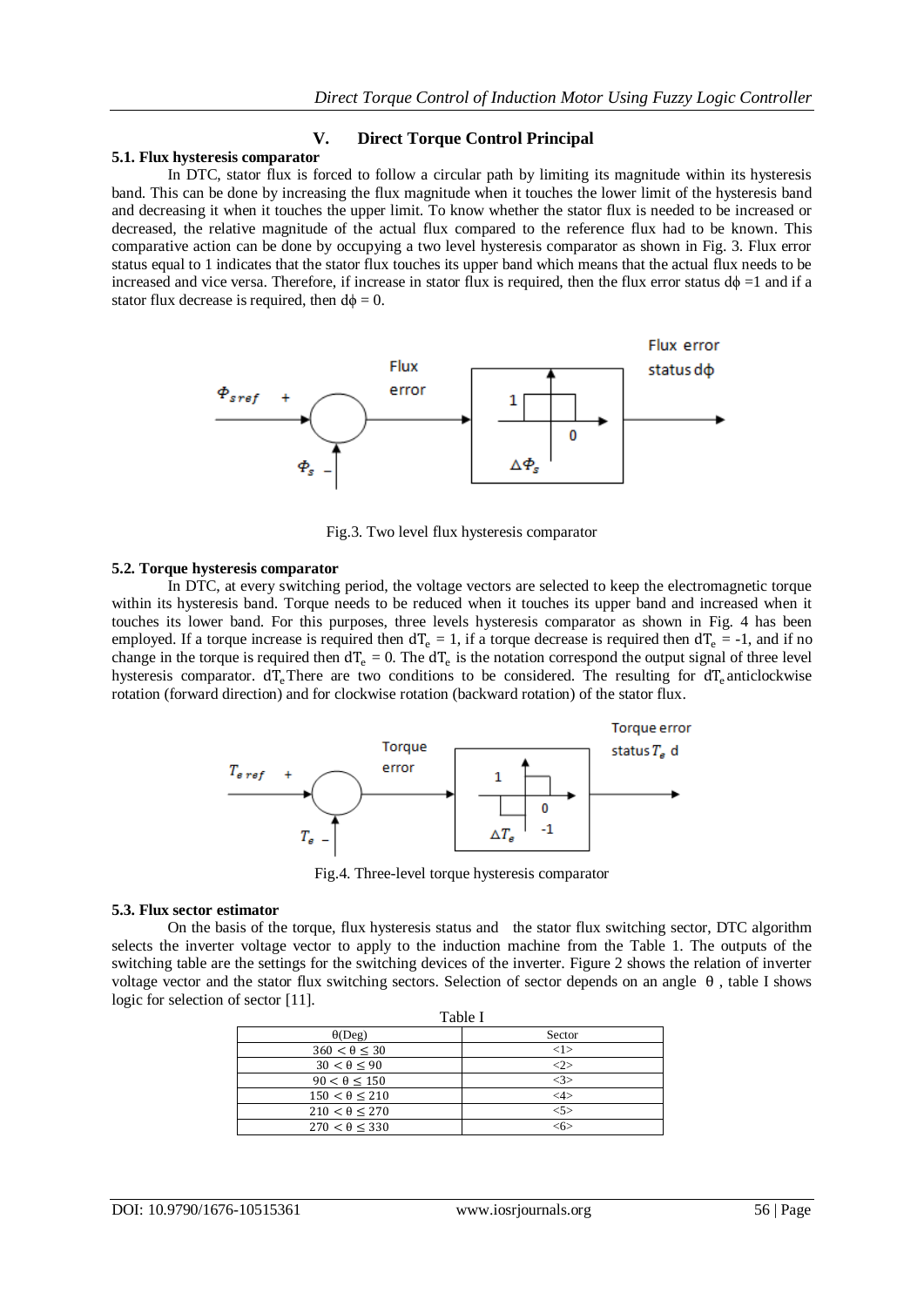## V. Direct Torque Control Principal

### 5.1. Flux hysteresis comparator

In DTC, stator flux is forced to follow a circular path by limiting its magnitude within its hysteresis band. This can be done by increasing the flux magnitude when it touches the lower limit of the hysteresis band and decreasing it when it touches the upper limit. To know whether the stator flux is needed to be increased or decreased, the relative magnitude of the actual flux compared to the reference flux had to be known. This comparative action can be done by occupying a two level hysteresis comparator as shown in Fig. 3. Flux error status equal to 1 indicates that the stator flux touches its upper band which means that the actual flux needs to be increased and vice versa. Therefore, if increase in stator flux is required, then the flux error status $d\phi = 1$ and if a stator flux decrease is required, then $d\phi = 0$.

Fig.3. Two level flux hysteresis comparator

### 5.2. Torque hysteresis comparator

In DTC, at every switching period, the voltage vectors are selected to keep the electromagnetic torque within its hysteresis band. Torque needs to be reduced when it touches its upper band and increased when it touches its lower band. For this purposes, three levels hysteresis comparator as shown in Fig. 4 has been employed. If a torque increase is required then $dT_e = 1$, if a torque decrease is required then $dT_e = -1$, and if no change in the torque is required then $dT_e = 0$. The $dT_e$ is the notation correspond the output signal of three level hysteresis comparator. $dT_e$ There are two conditions to be considered. The resulting for $dT_e$ anticlockwise rotation (forward direction) and for clockwise rotation (backward rotation) of the stator flux.

Fig.4. Three-level torque hysteresis comparator

### 5.3. Flux sector estimator

On the basis of the torque, flux hysteresis status and the stator flux switching sector, DTC algorithm selects the inverter voltage vector to apply to the induction machine from the Table 1. The outputs of the switching table are the settings for the switching devices of the inverter. Figure 2 shows the relation of inverter voltage vector and the stator flux switching sectors. Selection of sector depends on an angle $\theta$, table I shows logic for selection of sector [11].

Table I

| θ(Deg) | Sector |
|---|---|
| $360 < \theta \leq 30$ | <1> |
| $30 < \theta \leq 90$ | <2> |
| $90 < \theta \leq 150$ | <3> |
| $150 < \theta \leq 210$ | <4> |
| $210 < \theta \leq 270$ | <5> |
| $270 < \theta \leq 330$ | <6> |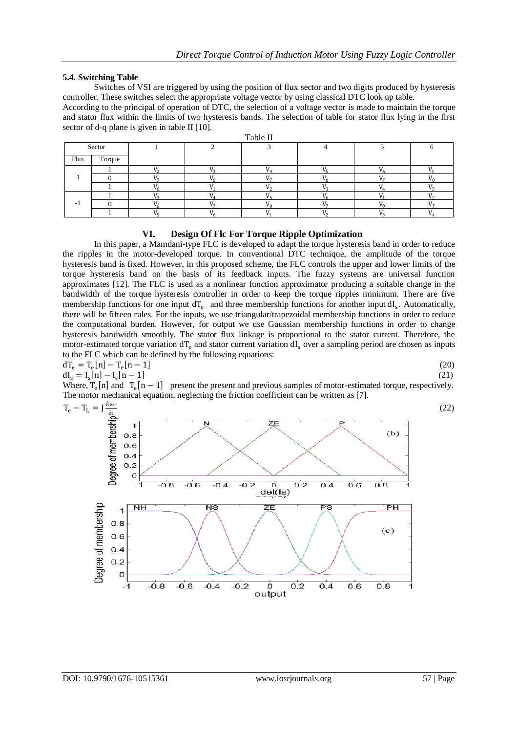### 5.4. Switching Table

Switches of VSI are triggered by using the position of flux sector and two digits produced by hysteresis controller. These switches select the appropriate voltage vector by using classical DTC look up table.

According to the principal of operation of DTC, the selection of a voltage vector is made to maintain the torque and stator flux within the limits of two hysteresis bands. The selection of table for stator flux lying in the first sector of d-q plane is given in table II [10].

Table II

| Sector | | 1 | 2 | 3 | 4 | 5 | 6 |
|---|---|---|---|---|---|---|---|
| Flux | Torque | | | | | | |
| 1 | 1 | $V_2$ | $V_3$ | $V_4$ | $V_5$ | $V_6$ | $V_1$ |
| | 0 | $V_7$ | $V_0$ | $V_7$ | $V_0$ | $V_7$ | $V_0$ |
| | 1 | $V_6$ | $V_1$ | $V_2$ | $V_3$ | $V_4$ | $V_5$ |
| -1 | 1 | $V_3$ | $V_4$ | $V_5$ | $V_6$ | $V_1$ | $V_2$ |
| | 0 | $V_0$ | $V_7$ | $V_0$ | $V_7$ | $V_0$ | $V_7$ |
| | 1 | $V_5$ | $V_6$ | $V_1$ | $V_2$ | $V_3$ | $V_4$ |

## VI. Design Of Flc For Torque Ripple Optimization

In this paper, a Mamdani-type FLC is developed to adapt the torque hysteresis band in order to reduce the ripples in the motor-developed torque. In conventional DTC technique, the amplitude of the torque hysteresis band is fixed. However, in this proposed scheme, the FLC controls the upper and lower limits of the torque hysteresis band on the basis of its feedback inputs. The fuzzy systems are universal function approximates [12]. The FLC is used as a nonlinear function approximator producing a suitable change in the bandwidth of the torque hysteresis controller in order to keep the torque ripples minimum. There are five membership functions for one input $dT_e$ and three membership functions for another input $dI_s$. Automatically, there will be fifteen rules. For the inputs, we use triangular/trapezoidal membership functions in order to reduce the computational burden. However, for output we use Gaussian membership functions in order to change hysteresis bandwidth smoothly. The stator flux linkage is proportional to the stator current. Therefore, the motor-estimated torque variation $dT_e$ and stator current variation $dI_s$ over a sampling period are chosen as inputs to the FLC which can be defined by the following equations:

$$dT_e = T_e[n] - T_e[n-1] \tag{20}$$

$$dI_s = I_s[n] - I_s[n-1] \tag{21}$$

Where, $T_e[n]$ and $T_e[n-1]$ present the present and previous samples of motor-estimated torque, respectively. The motor mechanical equation, neglecting the friction coefficient can be written as [7].

$$T_e - T_L = J\frac{d\omega_r}{dt} \tag{22}$$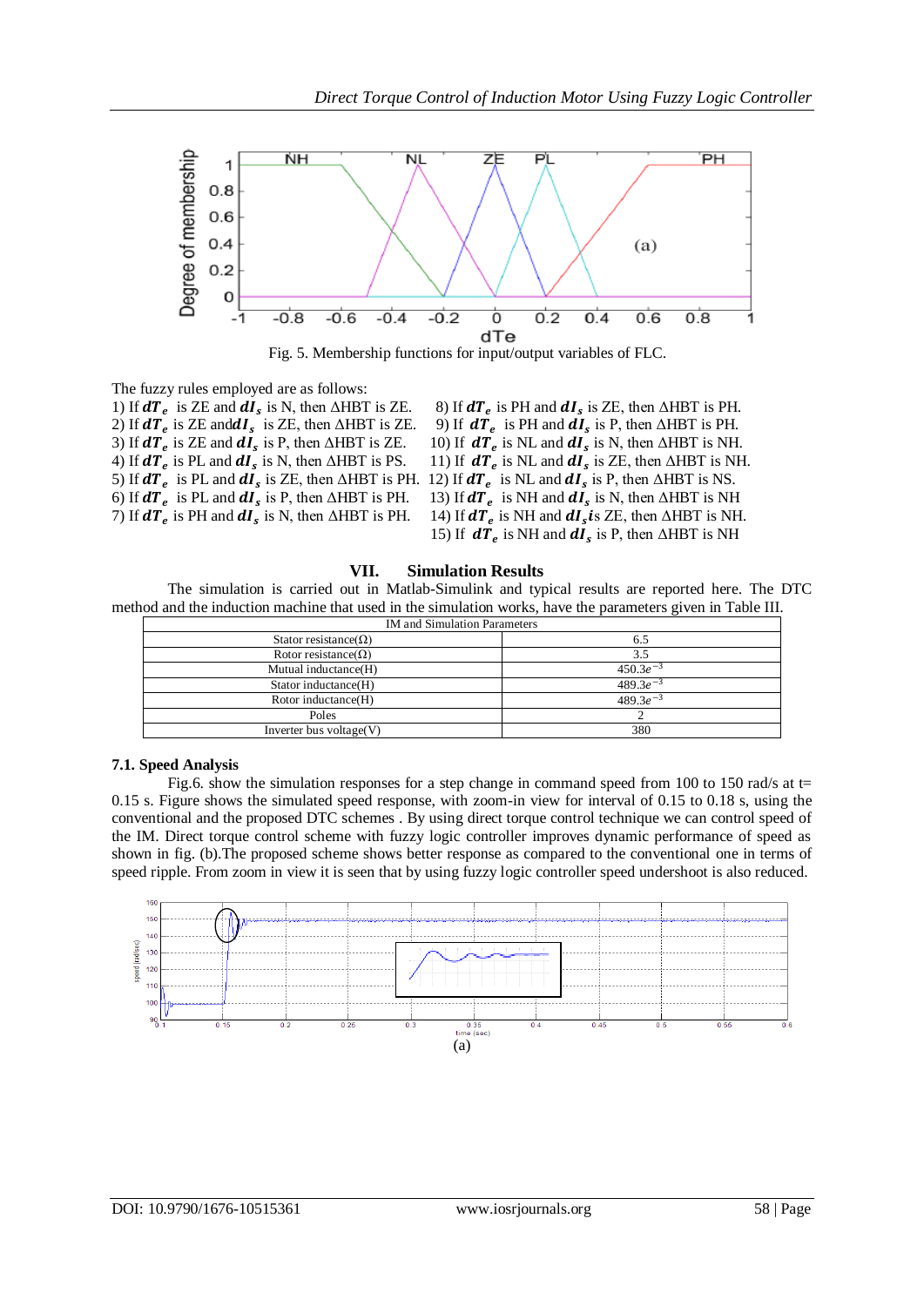Fig. 5. Membership functions for input/output variables of FLC.

The fuzzy rules employed are as follows:

1) If $dT_e$ is ZE and $dI_s$ is N, then ΔHBT is ZE.
2) If $dT_e$ is ZE and $dI_s$ is ZE, then ΔHBT is ZE.
3) If $dT_e$ is ZE and $dI_s$ is P, then ΔHBT is ZE.
4) If $dT_e$ is PL and $dI_s$ is N, then ΔHBT is PS.
5) If $dT_e$ is PL and $dI_s$ is ZE, then ΔHBT is PH.
6) If $dT_e$ is PL and $dI_s$ is P, then ΔHBT is PH.
7) If $dT_e$ is PH and $dI_s$ is N, then ΔHBT is PH.
8) If $dT_e$ is PH and $dI_s$ is ZE, then ΔHBT is PH.
9) If $dT_e$ is PH and $dI_s$ is P, then ΔHBT is PH.
10) If $dT_e$ is NL and $dI_s$ is N, then ΔHBT is NH.
11) If $dT_e$ is NL and $dI_s$ is ZE, then ΔHBT is NH.
12) If $dT_e$ is NL and $dI_s$ is P, then ΔHBT is NS.
13) If $dT_e$ is NH and $dI_s$ is N, then ΔHBT is NH
14) If $dT_e$ is NH and $dI_s$ is ZE, then ΔHBT is NH.
15) If $dT_e$ is NH and $dI_s$ is P, then ΔHBT is NH

## VII. Simulation Results

The simulation is carried out in Matlab-Simulink and typical results are reported here. The DTC method and the induction machine that used in the simulation works, have the parameters given in Table III.

| IM and Simulation Parameters | |
|---|---|
| Stator resistance(Ω) | 6.5 |
| Rotor resistance(Ω) | 3.5 |
| Mutual inductance(H) | $450.3e^{-3}$ |
| Stator inductance(H) | $489.3e^{-3}$ |
| Rotor inductance(H) | $489.3e^{-3}$ |
| Poles | 2 |
| Inverter bus voltage(V) | 380 |

### 7.1. Speed Analysis

Fig.6. show the simulation responses for a step change in command speed from 100 to 150 rad/s at t= 0.15 s. Figure shows the simulated speed response, with zoom-in view for interval of 0.15 to 0.18 s, using the conventional and the proposed DTC schemes . By using direct torque control technique we can control speed of the IM. Direct torque control scheme with fuzzy logic controller improves dynamic performance of speed as shown in fig. (b).The proposed scheme shows better response as compared to the conventional one in terms of speed ripple. From zoom in view it is seen that by using fuzzy logic controller speed undershoot is also reduced.

(a)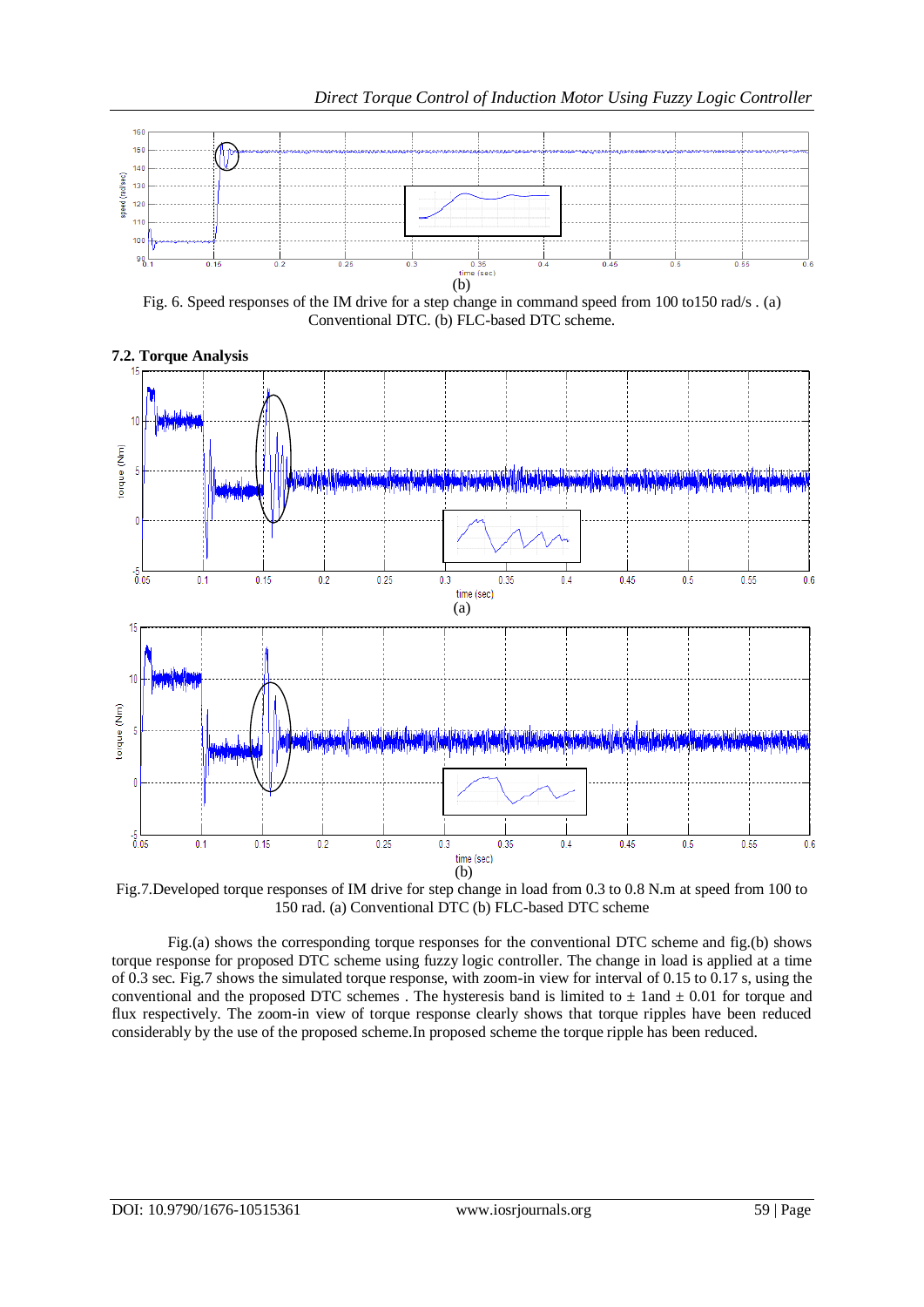(b)

Fig. 6. Speed responses of the IM drive for a step change in command speed from 100 to150 rad/s . (a) Conventional DTC. (b) FLC-based DTC scheme.

### 7.2. Torque Analysis

(a)

(b)

Fig.7.Developed torque responses of IM drive for step change in load from 0.3 to 0.8 N.m at speed from 100 to 150 rad. (a) Conventional DTC (b) FLC-based DTC scheme

Fig.(a) shows the corresponding torque responses for the conventional DTC scheme and fig.(b) shows torque response for proposed DTC scheme using fuzzy logic controller. The change in load is applied at a time of 0.3 sec. Fig.7 shows the simulated torque response, with zoom-in view for interval of 0.15 to 0.17 s, using the conventional and the proposed DTC schemes . The hysteresis band is limited to ± 1and ± 0.01 for torque and flux respectively. The zoom-in view of torque response clearly shows that torque ripples have been reduced considerably by the use of the proposed scheme.In proposed scheme the torque ripple has been reduced.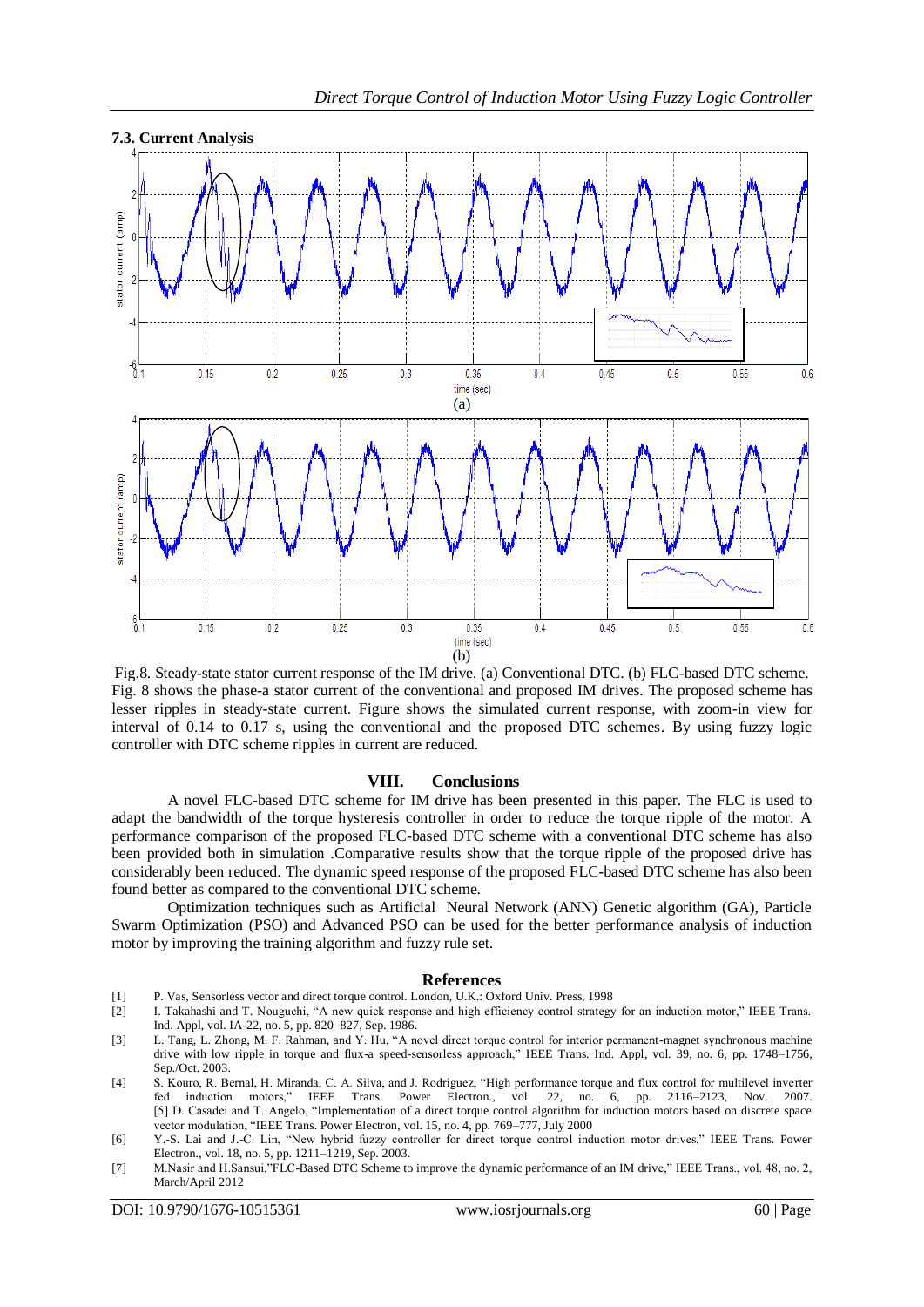### 7.3. Current Analysis

(a)

(b)

Fig.8. Steady-state stator current response of the IM drive. (a) Conventional DTC. (b) FLC-based DTC scheme. Fig. 8 shows the phase-a stator current of the conventional and proposed IM drives. The proposed scheme has lesser ripples in steady-state current. Figure shows the simulated current response, with zoom-in view for interval of 0.14 to 0.17 s, using the conventional and the proposed DTC schemes. By using fuzzy logic controller with DTC scheme ripples in current are reduced.

## VIII. Conclusions

A novel FLC-based DTC scheme for IM drive has been presented in this paper. The FLC is used to adapt the bandwidth of the torque hysteresis controller in order to reduce the torque ripple of the motor. A performance comparison of the proposed FLC-based DTC scheme with a conventional DTC scheme has also been provided both in simulation .Comparative results show that the torque ripple of the proposed drive has considerably been reduced. The dynamic speed response of the proposed FLC-based DTC scheme has also been found better as compared to the conventional DTC scheme.

Optimization techniques such as Artificial Neural Network (ANN) Genetic algorithm (GA), Particle Swarm Optimization (PSO) and Advanced PSO can be used for the better performance analysis of induction motor by improving the training algorithm and fuzzy rule set.

## References

[1] P. Vas, Sensorless vector and direct torque control. London, U.K.: Oxford Univ. Press, 1998

[2] I. Takahashi and T. Nouguchi, "A new quick response and high efficiency control strategy for an induction motor," IEEE Trans. Ind. Appl, vol. IA-22, no. 5, pp. 820–827, Sep. 1986.

[3] L. Tang, L. Zhong, M. F. Rahman, and Y. Hu, "A novel direct torque control for interior permanent-magnet synchronous machine drive with low ripple in torque and flux-a speed-sensorless approach," IEEE Trans. Ind. Appl, vol. 39, no. 6, pp. 1748–1756, Sep./Oct. 2003.

[4] S. Kouro, R. Bernal, H. Miranda, C. A. Silva, and J. Rodriguez, "High performance torque and flux control for multilevel inverter fed induction motors," IEEE Trans. Power Electron., vol. 22, no. 6, pp. 2116–2123, Nov. 2007. [5] D. Casadei and T. Angelo, "Implementation of a direct torque control algorithm for induction motors based on discrete space vector modulation, "IEEE Trans. Power Electron, vol. 15, no. 4, pp. 769–777, July 2000

[6] Y.-S. Lai and J.-C. Lin, "New hybrid fuzzy controller for direct torque control induction motor drives," IEEE Trans. Power Electron., vol. 18, no. 5, pp. 1211–1219, Sep. 2003.

[7] M.Nasir and H.Sansui,"FLC-Based DTC Scheme to improve the dynamic performance of an IM drive," IEEE Trans., vol. 48, no. 2, March/April 2012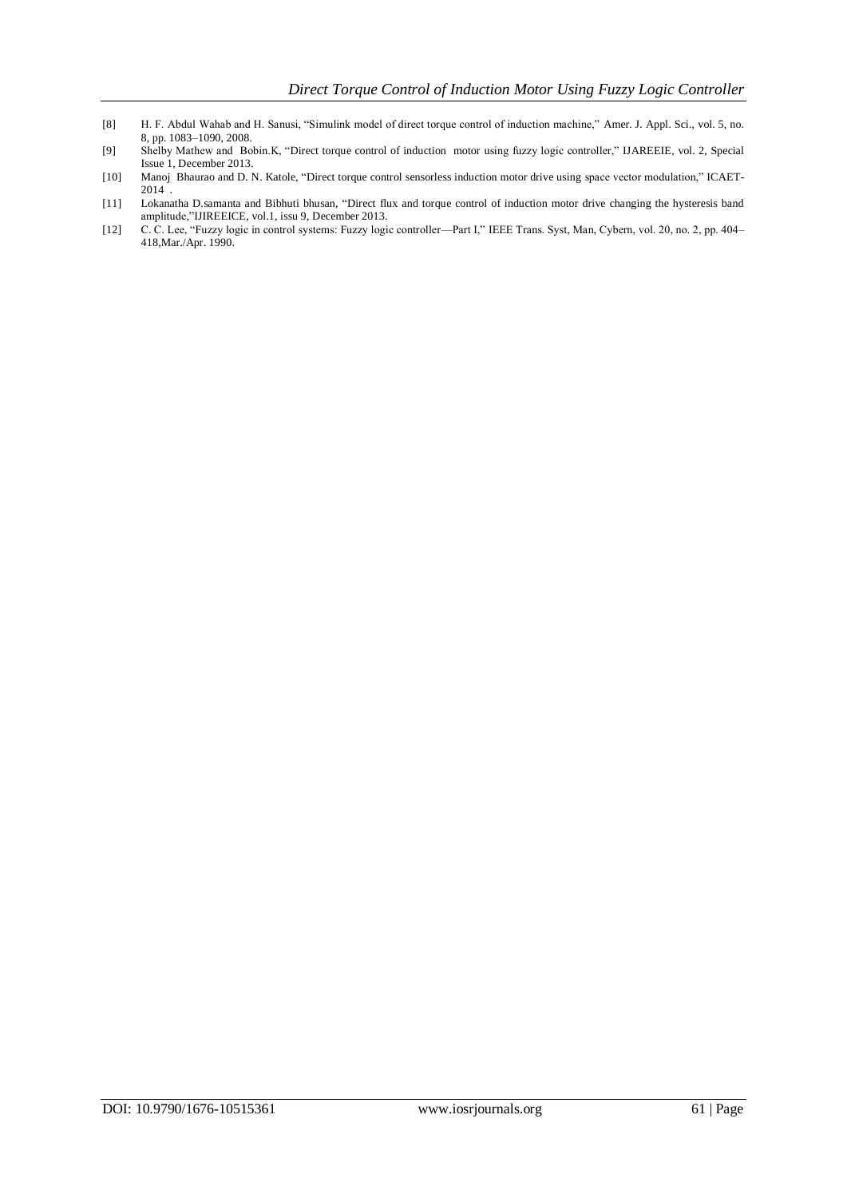[8] H. F. Abdul Wahab and H. Sanusi, "Simulink model of direct torque control of induction machine," Amer. J. Appl. Sci., vol. 5, no. 8, pp. 1083–1090, 2008.

[9] Shelby Mathew and Bobin.K, "Direct torque control of induction motor using fuzzy logic controller," IJAREEIE, vol. 2, Special Issue 1, December 2013.

[10] Manoj Bhaurao and D. N. Katole, "Direct torque control sensorless induction motor drive using space vector modulation," ICAET-2014 .

[11] Lokanatha D.samanta and Bibhuti bhusan, "Direct flux and torque control of induction motor drive changing the hysteresis band amplitude,"IJIREEICE, vol.1, issu 9, December 2013.

[12] C. C. Lee, "Fuzzy logic in control systems: Fuzzy logic controller—Part I," IEEE Trans. Syst, Man, Cybern, vol. 20, no. 2, pp. 404–418,Mar./Apr. 1990.